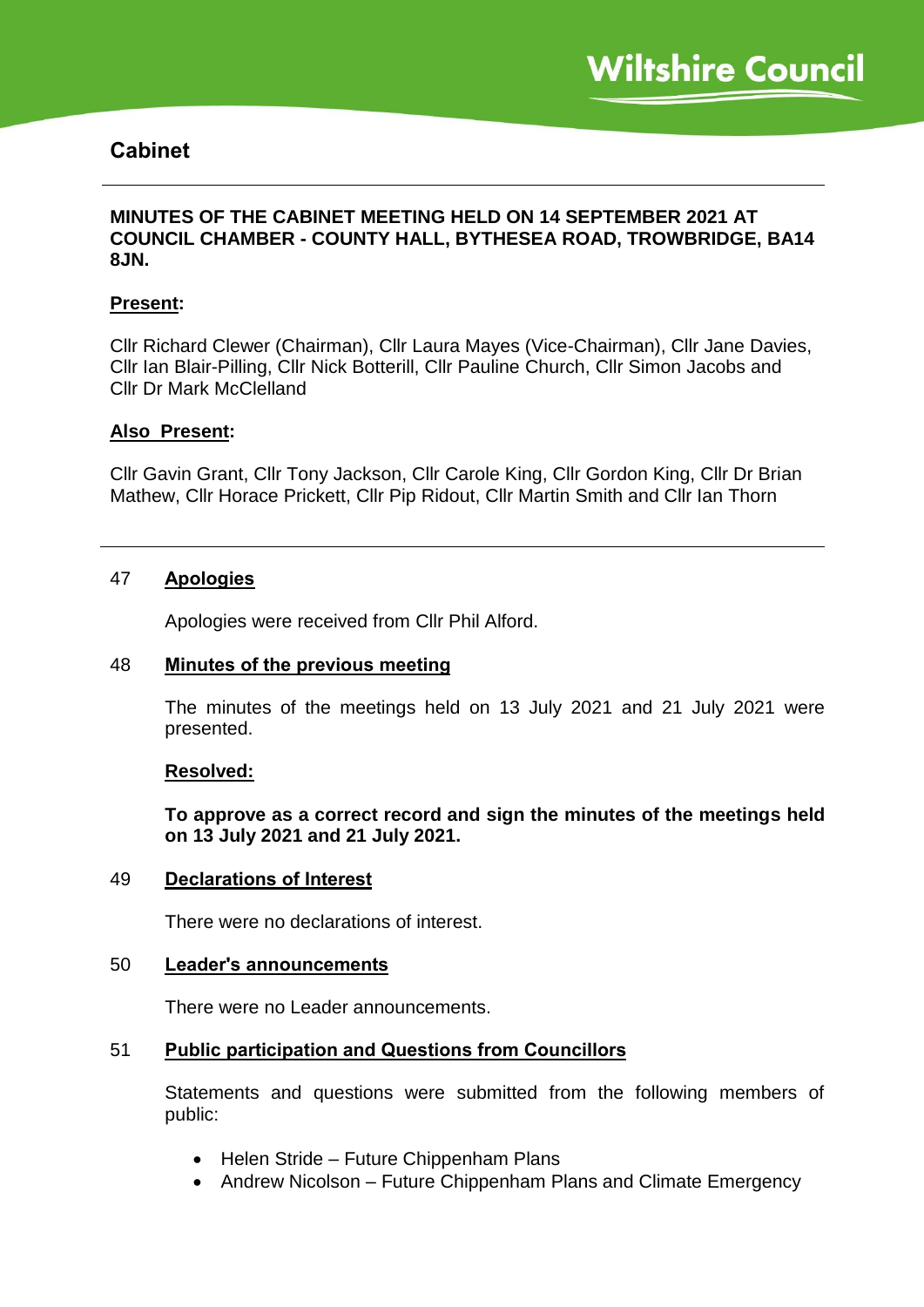# Cabinet

**MINUTES OF THE CABINET MEETING HELD ON 14 SEPTEMBER 2021 AT COUNCIL CHAMBER - COUNTY HALL, BYTHESEA ROAD, TROWBRIDGE, BA14 8JN.**

**Present:**

Cllr Richard Clewer (Chairman), Cllr Laura Mayes (Vice-Chairman), Cllr Jane Davies, Cllr Ian Blair-Pilling, Cllr Nick Botterill, Cllr Pauline Church, Cllr Simon Jacobs and Cllr Dr Mark McClelland

**Also Present:**

Cllr Gavin Grant, Cllr Tony Jackson, Cllr Carole King, Cllr Gordon King, Cllr Dr Brian Mathew, Cllr Horace Prickett, Cllr Pip Ridout, Cllr Martin Smith and Cllr Ian Thorn

## 47 Apologies

Apologies were received from Cllr Phil Alford.

## 48 Minutes of the previous meeting

The minutes of the meetings held on 13 July 2021 and 21 July 2021 were presented.

**Resolved:**

**To approve as a correct record and sign the minutes of the meetings held on 13 July 2021 and 21 July 2021.**

## 49 Declarations of Interest

There were no declarations of interest.

## 50 Leader's announcements

There were no Leader announcements.

## 51 Public participation and Questions from Councillors

Statements and questions were submitted from the following members of public:

- Helen Stride – Future Chippenham Plans
- Andrew Nicolson – Future Chippenham Plans and Climate Emergency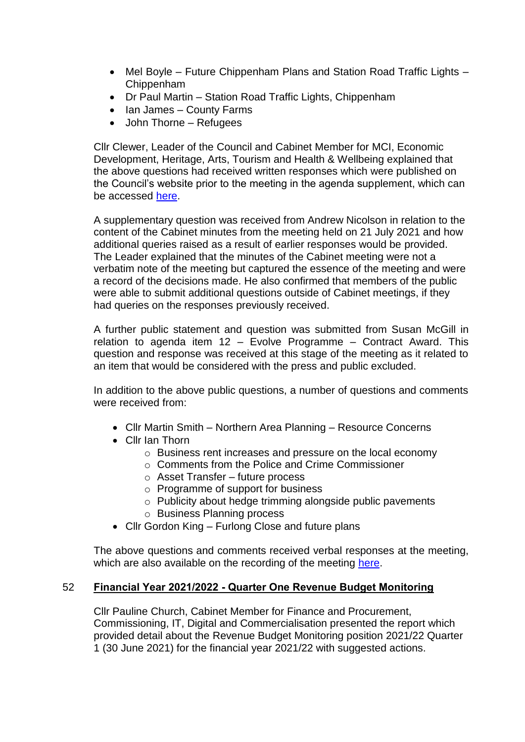- Mel Boyle – Future Chippenham Plans and Station Road Traffic Lights – Chippenham
- Dr Paul Martin – Station Road Traffic Lights, Chippenham
- Ian James – County Farms
- John Thorne – Refugees

Cllr Clewer, Leader of the Council and Cabinet Member for MCI, Economic Development, Heritage, Arts, Tourism and Health & Wellbeing explained that the above questions had received written responses which were published on the Council's website prior to the meeting in the agenda supplement, which can be accessed here.

A supplementary question was received from Andrew Nicolson in relation to the content of the Cabinet minutes from the meeting held on 21 July 2021 and how additional queries raised as a result of earlier responses would be provided. The Leader explained that the minutes of the Cabinet meeting were not a verbatim note of the meeting but captured the essence of the meeting and were a record of the decisions made. He also confirmed that members of the public were able to submit additional questions outside of Cabinet meetings, if they had queries on the responses previously received.

A further public statement and question was submitted from Susan McGill in relation to agenda item 12 – Evolve Programme – Contract Award. This question and response was received at this stage of the meeting as it related to an item that would be considered with the press and public excluded.

In addition to the above public questions, a number of questions and comments were received from:

- Cllr Martin Smith – Northern Area Planning – Resource Concerns
- Cllr Ian Thorn
  - Business rent increases and pressure on the local economy
  - Comments from the Police and Crime Commissioner
  - Asset Transfer – future process
  - Programme of support for business
  - Publicity about hedge trimming alongside public pavements
  - Business Planning process
- Cllr Gordon King – Furlong Close and future plans

The above questions and comments received verbal responses at the meeting, which are also available on the recording of the meeting here.

## 52 **Financial Year 2021/2022 - Quarter One Revenue Budget Monitoring**

Cllr Pauline Church, Cabinet Member for Finance and Procurement, Commissioning, IT, Digital and Commercialisation presented the report which provided detail about the Revenue Budget Monitoring position 2021/22 Quarter 1 (30 June 2021) for the financial year 2021/22 with suggested actions.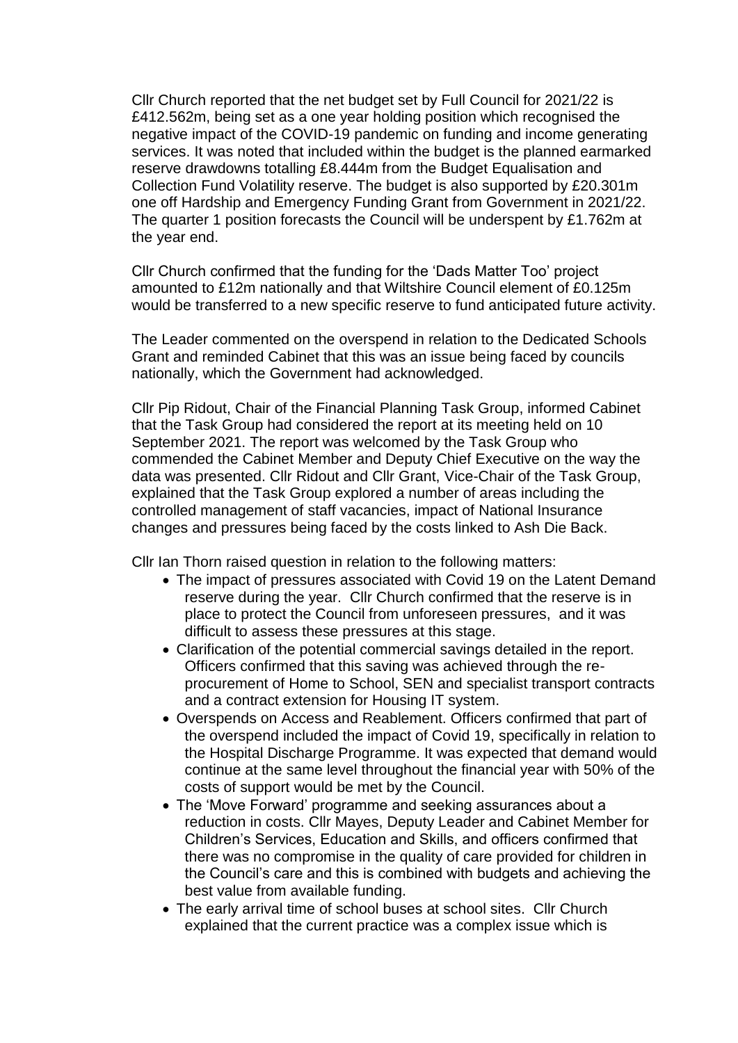Cllr Church reported that the net budget set by Full Council for 2021/22 is £412.562m, being set as a one year holding position which recognised the negative impact of the COVID-19 pandemic on funding and income generating services. It was noted that included within the budget is the planned earmarked reserve drawdowns totalling £8.444m from the Budget Equalisation and Collection Fund Volatility reserve. The budget is also supported by £20.301m one off Hardship and Emergency Funding Grant from Government in 2021/22. The quarter 1 position forecasts the Council will be underspent by £1.762m at the year end.

Cllr Church confirmed that the funding for the 'Dads Matter Too' project amounted to £12m nationally and that Wiltshire Council element of £0.125m would be transferred to a new specific reserve to fund anticipated future activity.

The Leader commented on the overspend in relation to the Dedicated Schools Grant and reminded Cabinet that this was an issue being faced by councils nationally, which the Government had acknowledged.

Cllr Pip Ridout, Chair of the Financial Planning Task Group, informed Cabinet that the Task Group had considered the report at its meeting held on 10 September 2021. The report was welcomed by the Task Group who commended the Cabinet Member and Deputy Chief Executive on the way the data was presented. Cllr Ridout and Cllr Grant, Vice-Chair of the Task Group, explained that the Task Group explored a number of areas including the controlled management of staff vacancies, impact of National Insurance changes and pressures being faced by the costs linked to Ash Die Back.

Cllr Ian Thorn raised question in relation to the following matters:

- The impact of pressures associated with Covid 19 on the Latent Demand reserve during the year. Cllr Church confirmed that the reserve is in place to protect the Council from unforeseen pressures, and it was difficult to assess these pressures at this stage.
- Clarification of the potential commercial savings detailed in the report. Officers confirmed that this saving was achieved through the re-procurement of Home to School, SEN and specialist transport contracts and a contract extension for Housing IT system.
- Overspends on Access and Reablement. Officers confirmed that part of the overspend included the impact of Covid 19, specifically in relation to the Hospital Discharge Programme. It was expected that demand would continue at the same level throughout the financial year with 50% of the costs of support would be met by the Council.
- The 'Move Forward' programme and seeking assurances about a reduction in costs. Cllr Mayes, Deputy Leader and Cabinet Member for Children's Services, Education and Skills, and officers confirmed that there was no compromise in the quality of care provided for children in the Council's care and this is combined with budgets and achieving the best value from available funding.
- The early arrival time of school buses at school sites. Cllr Church explained that the current practice was a complex issue which is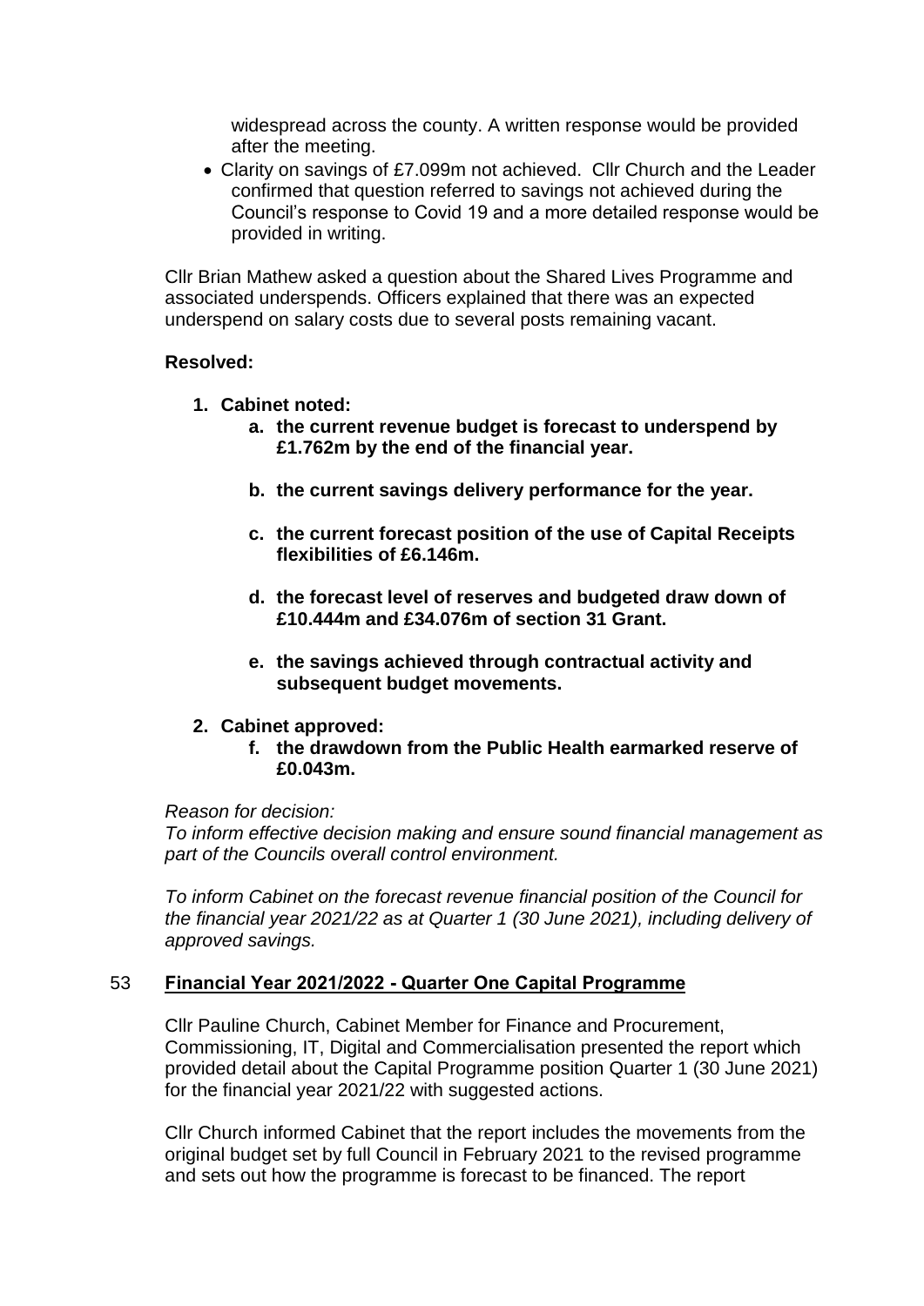widespread across the county. A written response would be provided after the meeting.

- Clarity on savings of £7.099m not achieved. Cllr Church and the Leader confirmed that question referred to savings not achieved during the Council's response to Covid 19 and a more detailed response would be provided in writing.

Cllr Brian Mathew asked a question about the Shared Lives Programme and associated underspends. Officers explained that there was an expected underspend on salary costs due to several posts remaining vacant.

**Resolved:**

1. **Cabinet noted:**
    a. **the current revenue budget is forecast to underspend by £1.762m by the end of the financial year.**

    b. **the current savings delivery performance for the year.**

    c. **the current forecast position of the use of Capital Receipts flexibilities of £6.146m.**

    d. **the forecast level of reserves and budgeted draw down of £10.444m and £34.076m of section 31 Grant.**

    e. **the savings achieved through contractual activity and subsequent budget movements.**

2. **Cabinet approved:**
    f. **the drawdown from the Public Health earmarked reserve of £0.043m.**

*Reason for decision:*
*To inform effective decision making and ensure sound financial management as part of the Councils overall control environment.*

*To inform Cabinet on the forecast revenue financial position of the Council for the financial year 2021/22 as at Quarter 1 (30 June 2021), including delivery of approved savings.*

## 53 Financial Year 2021/2022 - Quarter One Capital Programme

Cllr Pauline Church, Cabinet Member for Finance and Procurement, Commissioning, IT, Digital and Commercialisation presented the report which provided detail about the Capital Programme position Quarter 1 (30 June 2021) for the financial year 2021/22 with suggested actions.

Cllr Church informed Cabinet that the report includes the movements from the original budget set by full Council in February 2021 to the revised programme and sets out how the programme is forecast to be financed. The report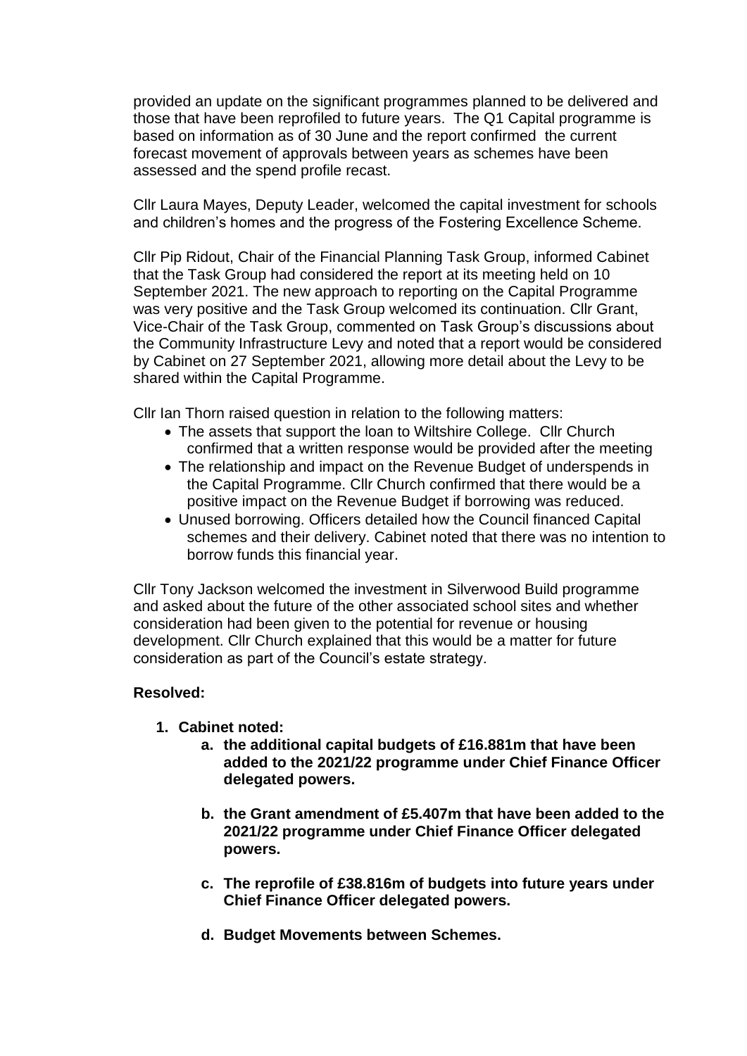provided an update on the significant programmes planned to be delivered and those that have been reprofiled to future years. The Q1 Capital programme is based on information as of 30 June and the report confirmed the current forecast movement of approvals between years as schemes have been assessed and the spend profile recast.

Cllr Laura Mayes, Deputy Leader, welcomed the capital investment for schools and children's homes and the progress of the Fostering Excellence Scheme.

Cllr Pip Ridout, Chair of the Financial Planning Task Group, informed Cabinet that the Task Group had considered the report at its meeting held on 10 September 2021. The new approach to reporting on the Capital Programme was very positive and the Task Group welcomed its continuation. Cllr Grant, Vice-Chair of the Task Group, commented on Task Group's discussions about the Community Infrastructure Levy and noted that a report would be considered by Cabinet on 27 September 2021, allowing more detail about the Levy to be shared within the Capital Programme.

Cllr Ian Thorn raised question in relation to the following matters:

- The assets that support the loan to Wiltshire College. Cllr Church confirmed that a written response would be provided after the meeting
- The relationship and impact on the Revenue Budget of underspends in the Capital Programme. Cllr Church confirmed that there would be a positive impact on the Revenue Budget if borrowing was reduced.
- Unused borrowing. Officers detailed how the Council financed Capital schemes and their delivery. Cabinet noted that there was no intention to borrow funds this financial year.

Cllr Tony Jackson welcomed the investment in Silverwood Build programme and asked about the future of the other associated school sites and whether consideration had been given to the potential for revenue or housing development. Cllr Church explained that this would be a matter for future consideration as part of the Council's estate strategy.

**Resolved:**

1. **Cabinet noted:**
    a. **the additional capital budgets of £16.881m that have been added to the 2021/22 programme under Chief Finance Officer delegated powers.**

    b. **the Grant amendment of £5.407m that have been added to the 2021/22 programme under Chief Finance Officer delegated powers.**

    c. **The reprofile of £38.816m of budgets into future years under Chief Finance Officer delegated powers.**

    d. **Budget Movements between Schemes.**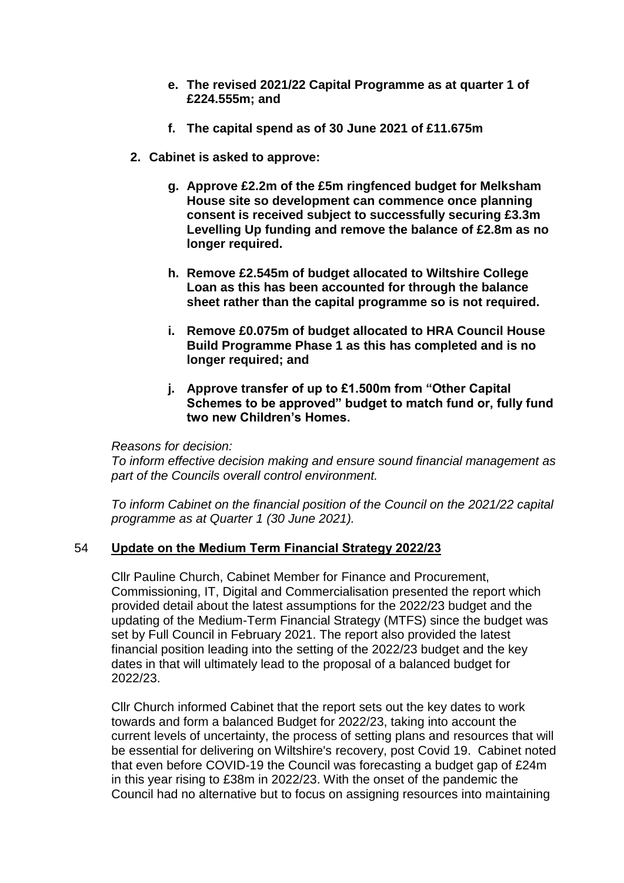- **e. The revised 2021/22 Capital Programme as at quarter 1 of £224.555m; and**

- **f. The capital spend as of 30 June 2021 of £11.675m**

**2. Cabinet is asked to approve:**

- **g. Approve £2.2m of the £5m ringfenced budget for Melksham House site so development can commence once planning consent is received subject to successfully securing £3.3m Levelling Up funding and remove the balance of £2.8m as no longer required.**

- **h. Remove £2.545m of budget allocated to Wiltshire College Loan as this has been accounted for through the balance sheet rather than the capital programme so is not required.**

- **i. Remove £0.075m of budget allocated to HRA Council House Build Programme Phase 1 as this has completed and is no longer required; and**

- **j. Approve transfer of up to £1.500m from "Other Capital Schemes to be approved" budget to match fund or, fully fund two new Children's Homes.**

*Reasons for decision:*
*To inform effective decision making and ensure sound financial management as part of the Councils overall control environment.*

*To inform Cabinet on the financial position of the Council on the 2021/22 capital programme as at Quarter 1 (30 June 2021).*

## 54 Update on the Medium Term Financial Strategy 2022/23

Cllr Pauline Church, Cabinet Member for Finance and Procurement, Commissioning, IT, Digital and Commercialisation presented the report which provided detail about the latest assumptions for the 2022/23 budget and the updating of the Medium-Term Financial Strategy (MTFS) since the budget was set by Full Council in February 2021. The report also provided the latest financial position leading into the setting of the 2022/23 budget and the key dates in that will ultimately lead to the proposal of a balanced budget for 2022/23.

Cllr Church informed Cabinet that the report sets out the key dates to work towards and form a balanced Budget for 2022/23, taking into account the current levels of uncertainty, the process of setting plans and resources that will be essential for delivering on Wiltshire's recovery, post Covid 19. Cabinet noted that even before COVID-19 the Council was forecasting a budget gap of £24m in this year rising to £38m in 2022/23. With the onset of the pandemic the Council had no alternative but to focus on assigning resources into maintaining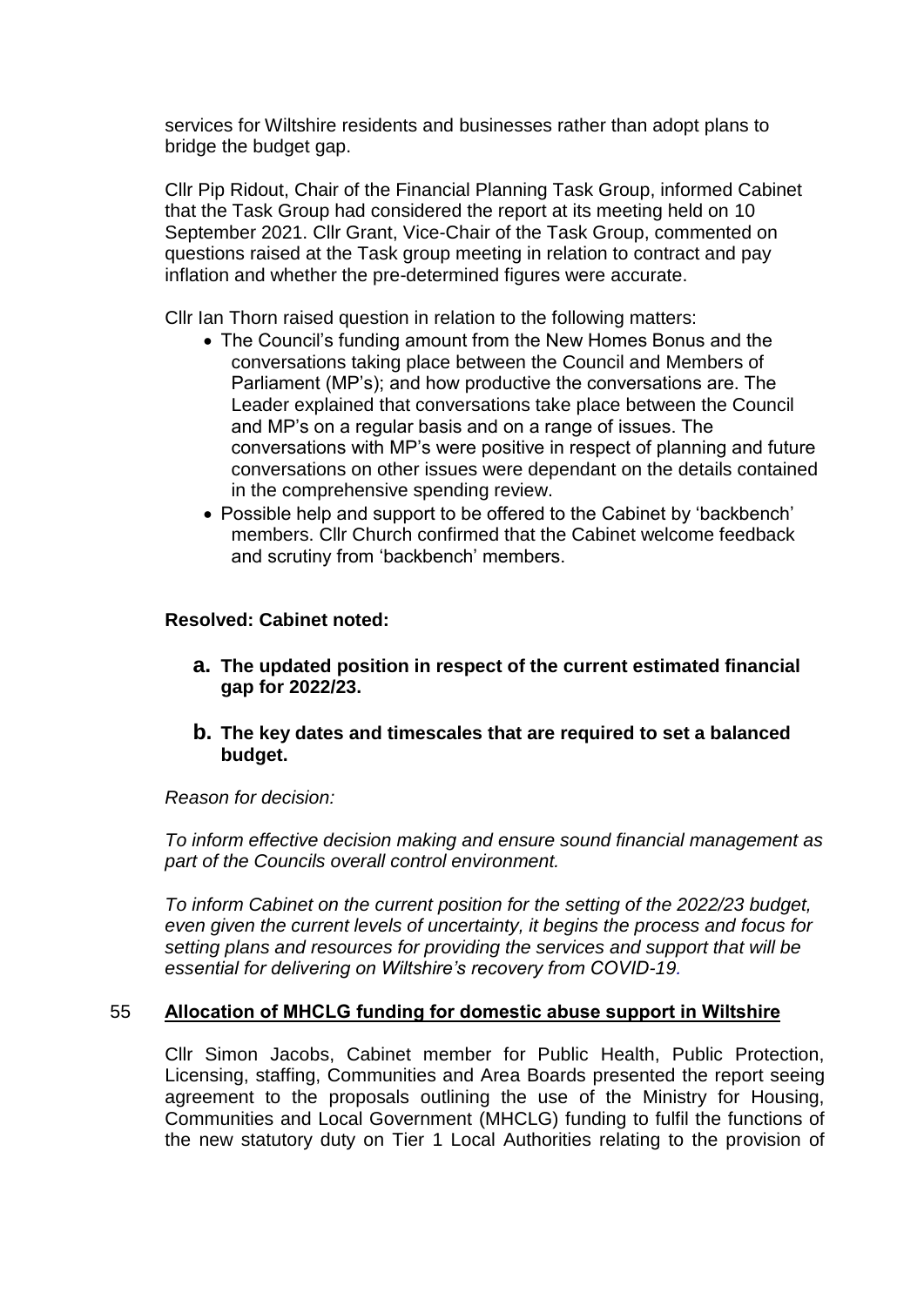services for Wiltshire residents and businesses rather than adopt plans to bridge the budget gap.

Cllr Pip Ridout, Chair of the Financial Planning Task Group, informed Cabinet that the Task Group had considered the report at its meeting held on 10 September 2021. Cllr Grant, Vice-Chair of the Task Group, commented on questions raised at the Task group meeting in relation to contract and pay inflation and whether the pre-determined figures were accurate.

Cllr Ian Thorn raised question in relation to the following matters:

- The Council's funding amount from the New Homes Bonus and the conversations taking place between the Council and Members of Parliament (MP's); and how productive the conversations are. The Leader explained that conversations take place between the Council and MP's on a regular basis and on a range of issues. The conversations with MP's were positive in respect of planning and future conversations on other issues were dependant on the details contained in the comprehensive spending review.
- Possible help and support to be offered to the Cabinet by 'backbench' members. Cllr Church confirmed that the Cabinet welcome feedback and scrutiny from 'backbench' members.

**Resolved: Cabinet noted:**

**a. The updated position in respect of the current estimated financial gap for 2022/23.**

**b. The key dates and timescales that are required to set a balanced budget.**

*Reason for decision:*

*To inform effective decision making and ensure sound financial management as part of the Councils overall control environment.*

*To inform Cabinet on the current position for the setting of the 2022/23 budget, even given the current levels of uncertainty, it begins the process and focus for setting plans and resources for providing the services and support that will be essential for delivering on Wiltshire's recovery from COVID-19.*

## 55 Allocation of MHCLG funding for domestic abuse support in Wiltshire

Cllr Simon Jacobs, Cabinet member for Public Health, Public Protection, Licensing, staffing, Communities and Area Boards presented the report seeing agreement to the proposals outlining the use of the Ministry for Housing, Communities and Local Government (MHCLG) funding to fulfil the functions of the new statutory duty on Tier 1 Local Authorities relating to the provision of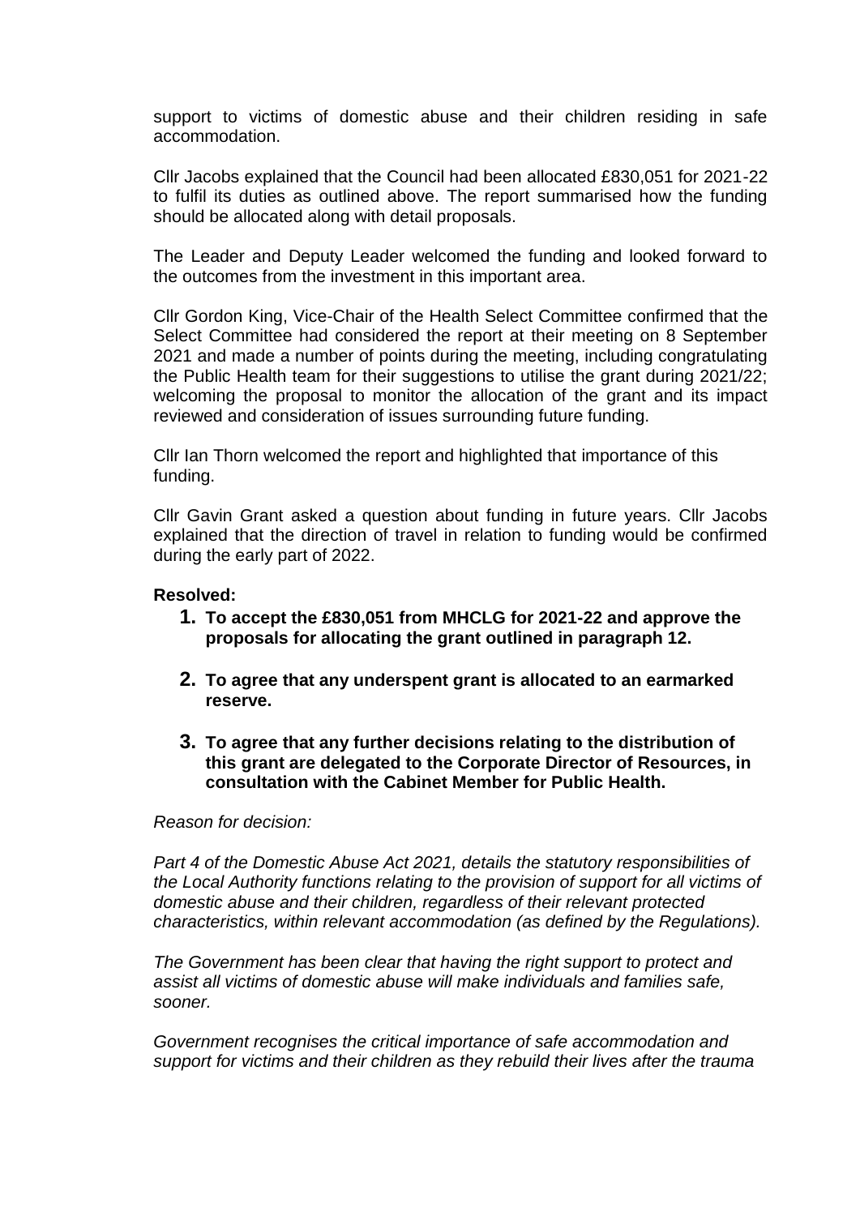support to victims of domestic abuse and their children residing in safe accommodation.

Cllr Jacobs explained that the Council had been allocated £830,051 for 2021-22 to fulfil its duties as outlined above. The report summarised how the funding should be allocated along with detail proposals.

The Leader and Deputy Leader welcomed the funding and looked forward to the outcomes from the investment in this important area.

Cllr Gordon King, Vice-Chair of the Health Select Committee confirmed that the Select Committee had considered the report at their meeting on 8 September 2021 and made a number of points during the meeting, including congratulating the Public Health team for their suggestions to utilise the grant during 2021/22; welcoming the proposal to monitor the allocation of the grant and its impact reviewed and consideration of issues surrounding future funding.

Cllr Ian Thorn welcomed the report and highlighted that importance of this funding.

Cllr Gavin Grant asked a question about funding in future years. Cllr Jacobs explained that the direction of travel in relation to funding would be confirmed during the early part of 2022.

**Resolved:**

1. **To accept the £830,051 from MHCLG for 2021-22 and approve the proposals for allocating the grant outlined in paragraph 12.**

2. **To agree that any underspent grant is allocated to an earmarked reserve.**

3. **To agree that any further decisions relating to the distribution of this grant are delegated to the Corporate Director of Resources, in consultation with the Cabinet Member for Public Health.**

*Reason for decision:*

*Part 4 of the Domestic Abuse Act 2021, details the statutory responsibilities of the Local Authority functions relating to the provision of support for all victims of domestic abuse and their children, regardless of their relevant protected characteristics, within relevant accommodation (as defined by the Regulations).*

*The Government has been clear that having the right support to protect and assist all victims of domestic abuse will make individuals and families safe, sooner.*

*Government recognises the critical importance of safe accommodation and support for victims and their children as they rebuild their lives after the trauma*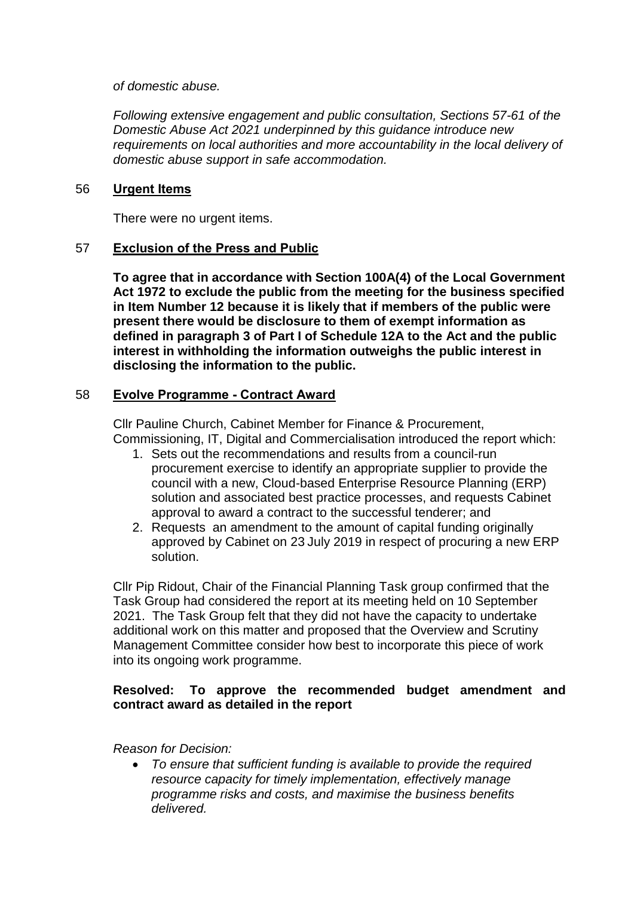*of domestic abuse.*

*Following extensive engagement and public consultation, Sections 57-61 of the Domestic Abuse Act 2021 underpinned by this guidance introduce new requirements on local authorities and more accountability in the local delivery of domestic abuse support in safe accommodation.*

## 56 Urgent Items

There were no urgent items.

## 57 Exclusion of the Press and Public

**To agree that in accordance with Section 100A(4) of the Local Government Act 1972 to exclude the public from the meeting for the business specified in Item Number 12 because it is likely that if members of the public were present there would be disclosure to them of exempt information as defined in paragraph 3 of Part I of Schedule 12A to the Act and the public interest in withholding the information outweighs the public interest in disclosing the information to the public.**

## 58 Evolve Programme - Contract Award

Cllr Pauline Church, Cabinet Member for Finance & Procurement, Commissioning, IT, Digital and Commercialisation introduced the report which:

1. Sets out the recommendations and results from a council-run procurement exercise to identify an appropriate supplier to provide the council with a new, Cloud-based Enterprise Resource Planning (ERP) solution and associated best practice processes, and requests Cabinet approval to award a contract to the successful tenderer; and
2. Requests an amendment to the amount of capital funding originally approved by Cabinet on 23 July 2019 in respect of procuring a new ERP solution.

Cllr Pip Ridout, Chair of the Financial Planning Task group confirmed that the Task Group had considered the report at its meeting held on 10 September 2021. The Task Group felt that they did not have the capacity to undertake additional work on this matter and proposed that the Overview and Scrutiny Management Committee consider how best to incorporate this piece of work into its ongoing work programme.

**Resolved: To approve the recommended budget amendment and contract award as detailed in the report**

*Reason for Decision:*

- *To ensure that sufficient funding is available to provide the required resource capacity for timely implementation, effectively manage programme risks and costs, and maximise the business benefits delivered.*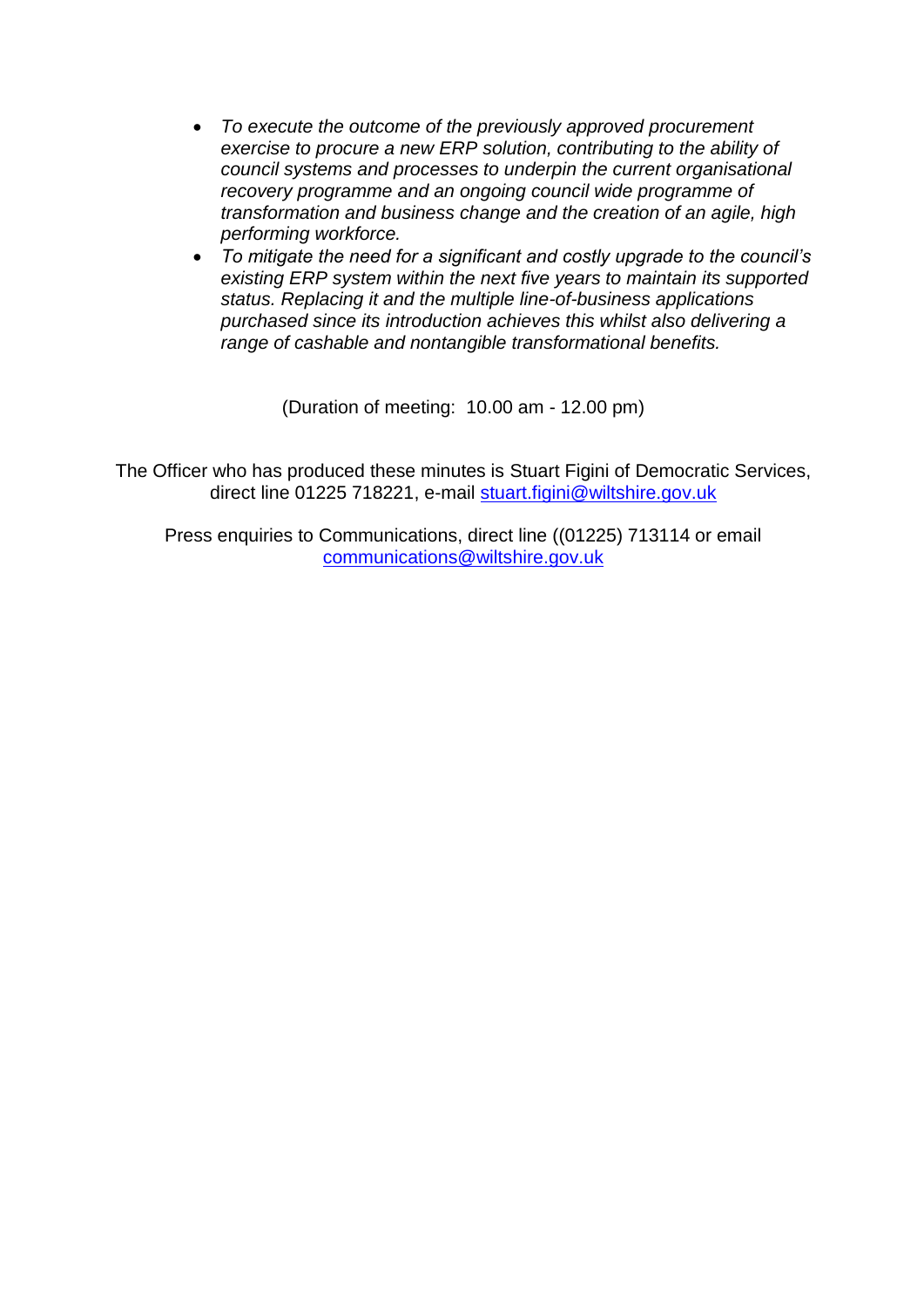- *To execute the outcome of the previously approved procurement exercise to procure a new ERP solution, contributing to the ability of council systems and processes to underpin the current organisational recovery programme and an ongoing council wide programme of transformation and business change and the creation of an agile, high performing workforce.*
- *To mitigate the need for a significant and costly upgrade to the council's existing ERP system within the next five years to maintain its supported status. Replacing it and the multiple line-of-business applications purchased since its introduction achieves this whilst also delivering a range of cashable and nontangible transformational benefits.*

(Duration of meeting: 10.00 am - 12.00 pm)

The Officer who has produced these minutes is Stuart Figini of Democratic Services, direct line 01225 718221, e-mail stuart.figini@wiltshire.gov.uk

Press enquiries to Communications, direct line ((01225) 713114 or email communications@wiltshire.gov.uk